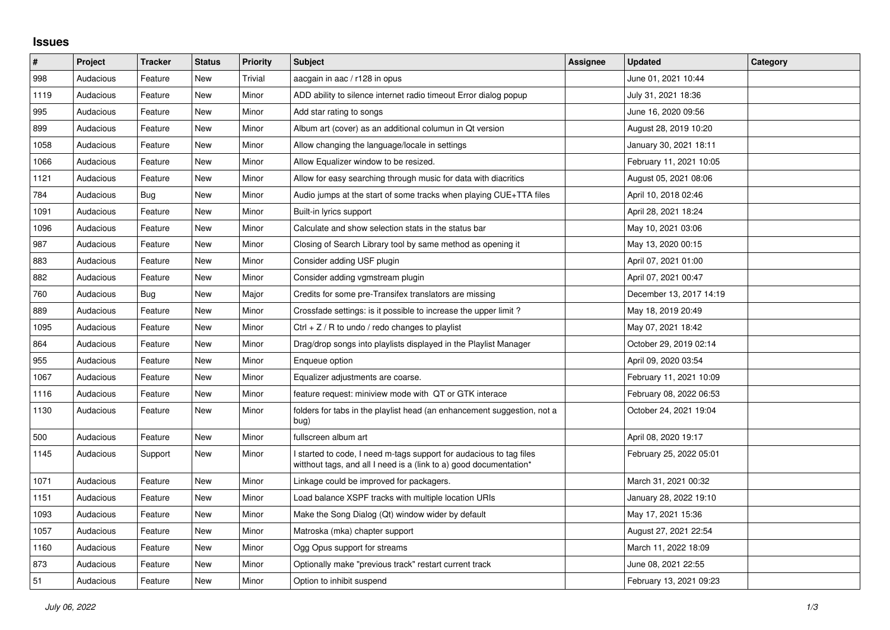## Issues

| # | Project | Tracker | Status | Priority | Subject | Assignee | Updated | Category |
|---|---|---|---|---|---|---|---|---|
| 998 | Audacious | Feature | New | Trivial | aacgain in aac / r128 in opus | | June 01, 2021 10:44 | |
| 1119 | Audacious | Feature | New | Minor | ADD ability to silence internet radio timeout Error dialog popup | | July 31, 2021 18:36 | |
| 995 | Audacious | Feature | New | Minor | Add star rating to songs | | June 16, 2020 09:56 | |
| 899 | Audacious | Feature | New | Minor | Album art (cover) as an additional columun in Qt version | | August 28, 2019 10:20 | |
| 1058 | Audacious | Feature | New | Minor | Allow changing the language/locale in settings | | January 30, 2021 18:11 | |
| 1066 | Audacious | Feature | New | Minor | Allow Equalizer window to be resized. | | February 11, 2021 10:05 | |
| 1121 | Audacious | Feature | New | Minor | Allow for easy searching through music for data with diacritics | | August 05, 2021 08:06 | |
| 784 | Audacious | Bug | New | Minor | Audio jumps at the start of some tracks when playing CUE+TTA files | | April 10, 2018 02:46 | |
| 1091 | Audacious | Feature | New | Minor | Built-in lyrics support | | April 28, 2021 18:24 | |
| 1096 | Audacious | Feature | New | Minor | Calculate and show selection stats in the status bar | | May 10, 2021 03:06 | |
| 987 | Audacious | Feature | New | Minor | Closing of Search Library tool by same method as opening it | | May 13, 2020 00:15 | |
| 883 | Audacious | Feature | New | Minor | Consider adding USF plugin | | April 07, 2021 01:00 | |
| 882 | Audacious | Feature | New | Minor | Consider adding vgmstream plugin | | April 07, 2021 00:47 | |
| 760 | Audacious | Bug | New | Major | Credits for some pre-Transifex translators are missing | | December 13, 2017 14:19 | |
| 889 | Audacious | Feature | New | Minor | Crossfade settings: is it possible to increase the upper limit ? | | May 18, 2019 20:49 | |
| 1095 | Audacious | Feature | New | Minor | Ctrl + Z / R to undo / redo changes to playlist | | May 07, 2021 18:42 | |
| 864 | Audacious | Feature | New | Minor | Drag/drop songs into playlists displayed in the Playlist Manager | | October 29, 2019 02:14 | |
| 955 | Audacious | Feature | New | Minor | Enqueue option | | April 09, 2020 03:54 | |
| 1067 | Audacious | Feature | New | Minor | Equalizer adjustments are coarse. | | February 11, 2021 10:09 | |
| 1116 | Audacious | Feature | New | Minor | feature request: miniview mode with QT or GTK interace | | February 08, 2022 06:53 | |
| 1130 | Audacious | Feature | New | Minor | folders for tabs in the playlist head (an enhancement suggestion, not a bug) | | October 24, 2021 19:04 | |
| 500 | Audacious | Feature | New | Minor | fullscreen album art | | April 08, 2020 19:17 | |
| 1145 | Audacious | Support | New | Minor | I started to code, I need m-tags support for audacious to tag files witthout tags, and all I need is a (link to a) good documentation* | | February 25, 2022 05:01 | |
| 1071 | Audacious | Feature | New | Minor | Linkage could be improved for packagers. | | March 31, 2021 00:32 | |
| 1151 | Audacious | Feature | New | Minor | Load balance XSPF tracks with multiple location URIs | | January 28, 2022 19:10 | |
| 1093 | Audacious | Feature | New | Minor | Make the Song Dialog (Qt) window wider by default | | May 17, 2021 15:36 | |
| 1057 | Audacious | Feature | New | Minor | Matroska (mka) chapter support | | August 27, 2021 22:54 | |
| 1160 | Audacious | Feature | New | Minor | Ogg Opus support for streams | | March 11, 2022 18:09 | |
| 873 | Audacious | Feature | New | Minor | Optionally make "previous track" restart current track | | June 08, 2021 22:55 | |
| 51 | Audacious | Feature | New | Minor | Option to inhibit suspend | | February 13, 2021 09:23 | |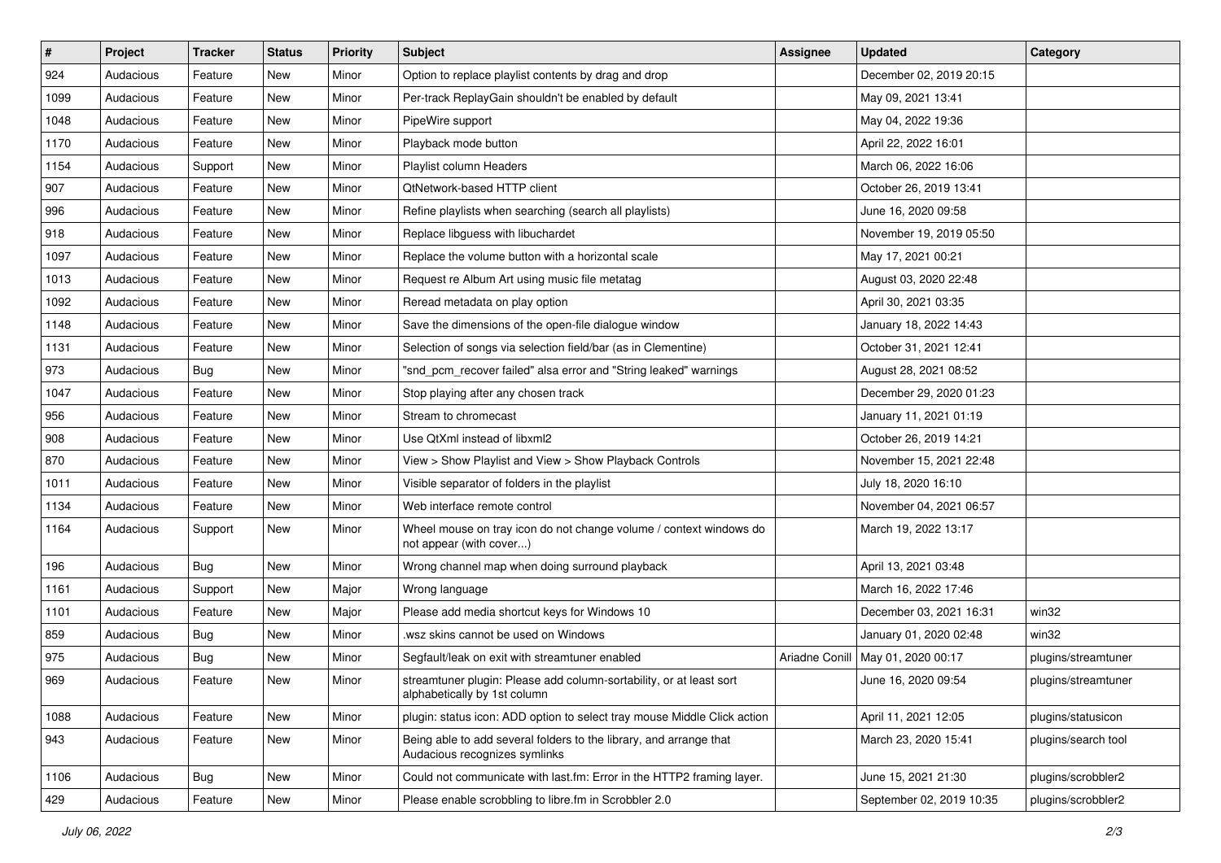| # | Project | Tracker | Status | Priority | Subject | Assignee | Updated | Category |
|---|---|---|---|---|---|---|---|---|
| 924 | Audacious | Feature | New | Minor | Option to replace playlist contents by drag and drop | | December 02, 2019 20:15 | |
| 1099 | Audacious | Feature | New | Minor | Per-track ReplayGain shouldn't be enabled by default | | May 09, 2021 13:41 | |
| 1048 | Audacious | Feature | New | Minor | PipeWire support | | May 04, 2022 19:36 | |
| 1170 | Audacious | Feature | New | Minor | Playback mode button | | April 22, 2022 16:01 | |
| 1154 | Audacious | Support | New | Minor | Playlist column Headers | | March 06, 2022 16:06 | |
| 907 | Audacious | Feature | New | Minor | QtNetwork-based HTTP client | | October 26, 2019 13:41 | |
| 996 | Audacious | Feature | New | Minor | Refine playlists when searching (search all playlists) | | June 16, 2020 09:58 | |
| 918 | Audacious | Feature | New | Minor | Replace libguess with libuchardet | | November 19, 2019 05:50 | |
| 1097 | Audacious | Feature | New | Minor | Replace the volume button with a horizontal scale | | May 17, 2021 00:21 | |
| 1013 | Audacious | Feature | New | Minor | Request re Album Art using music file metatag | | August 03, 2020 22:48 | |
| 1092 | Audacious | Feature | New | Minor | Reread metadata on play option | | April 30, 2021 03:35 | |
| 1148 | Audacious | Feature | New | Minor | Save the dimensions of the open-file dialogue window | | January 18, 2022 14:43 | |
| 1131 | Audacious | Feature | New | Minor | Selection of songs via selection field/bar (as in Clementine) | | October 31, 2021 12:41 | |
| 973 | Audacious | Bug | New | Minor | "snd_pcm_recover failed" alsa error and "String leaked" warnings | | August 28, 2021 08:52 | |
| 1047 | Audacious | Feature | New | Minor | Stop playing after any chosen track | | December 29, 2020 01:23 | |
| 956 | Audacious | Feature | New | Minor | Stream to chromecast | | January 11, 2021 01:19 | |
| 908 | Audacious | Feature | New | Minor | Use QtXml instead of libxml2 | | October 26, 2019 14:21 | |
| 870 | Audacious | Feature | New | Minor | View > Show Playlist and View > Show Playback Controls | | November 15, 2021 22:48 | |
| 1011 | Audacious | Feature | New | Minor | Visible separator of folders in the playlist | | July 18, 2020 16:10 | |
| 1134 | Audacious | Feature | New | Minor | Web interface remote control | | November 04, 2021 06:57 | |
| 1164 | Audacious | Support | New | Minor | Wheel mouse on tray icon do not change volume / context windows do not appear (with cover...) | | March 19, 2022 13:17 | |
| 196 | Audacious | Bug | New | Minor | Wrong channel map when doing surround playback | | April 13, 2021 03:48 | |
| 1161 | Audacious | Support | New | Major | Wrong language | | March 16, 2022 17:46 | |
| 1101 | Audacious | Feature | New | Major | Please add media shortcut keys for Windows 10 | | December 03, 2021 16:31 | win32 |
| 859 | Audacious | Bug | New | Minor | .wsz skins cannot be used on Windows | | January 01, 2020 02:48 | win32 |
| 975 | Audacious | Bug | New | Minor | Segfault/leak on exit with streamtuner enabled | Ariadne Conill | May 01, 2020 00:17 | plugins/streamtuner |
| 969 | Audacious | Feature | New | Minor | streamtuner plugin: Please add column-sortability, or at least sort alphabetically by 1st column | | June 16, 2020 09:54 | plugins/streamtuner |
| 1088 | Audacious | Feature | New | Minor | plugin: status icon: ADD option to select tray mouse Middle Click action | | April 11, 2021 12:05 | plugins/statusicon |
| 943 | Audacious | Feature | New | Minor | Being able to add several folders to the library, and arrange that Audacious recognizes symlinks | | March 23, 2020 15:41 | plugins/search tool |
| 1106 | Audacious | Bug | New | Minor | Could not communicate with last.fm: Error in the HTTP2 framing layer. | | June 15, 2021 21:30 | plugins/scrobbler2 |
| 429 | Audacious | Feature | New | Minor | Please enable scrobbling to libre.fm in Scrobbler 2.0 | | September 02, 2019 10:35 | plugins/scrobbler2 |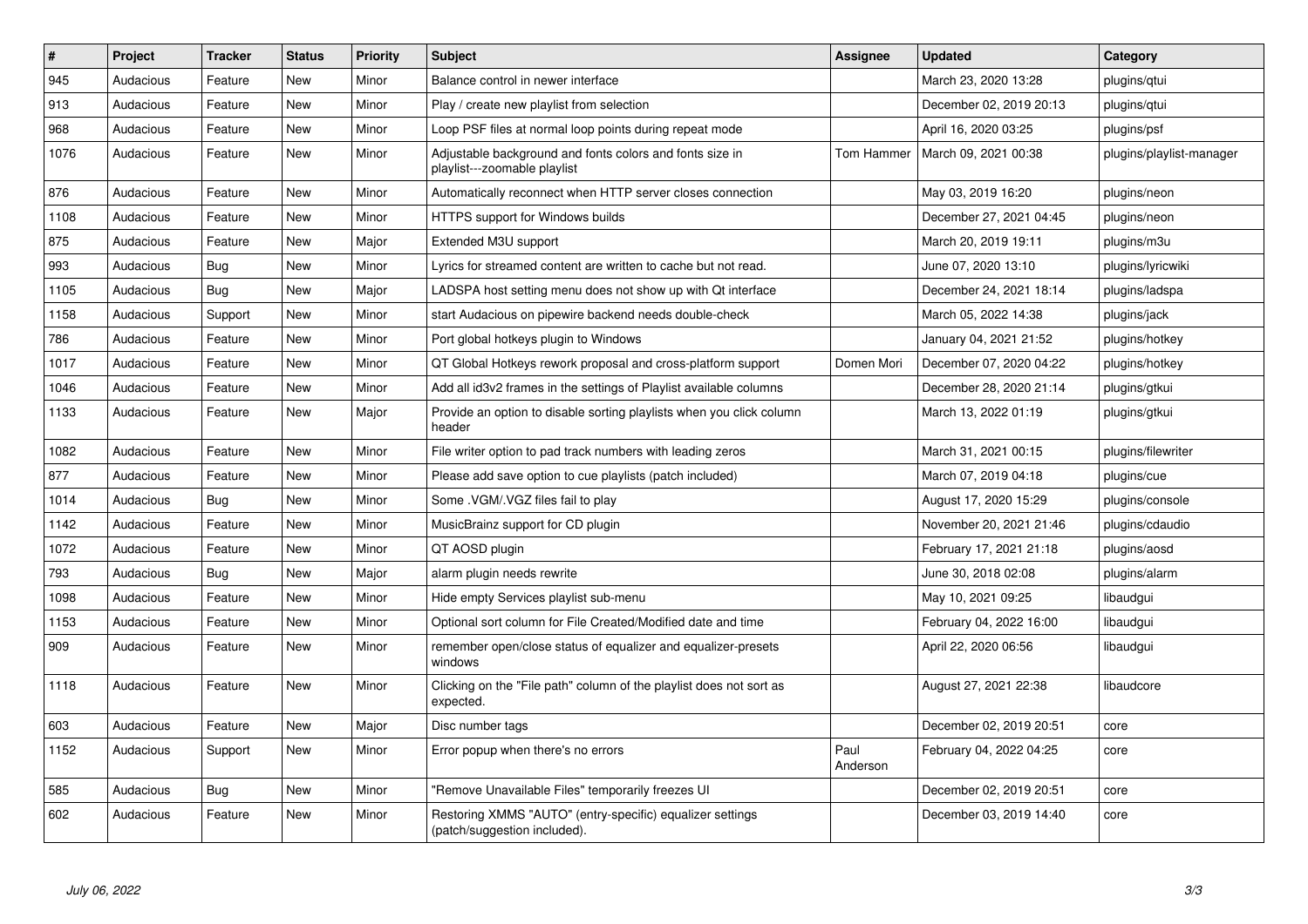| # | Project | Tracker | Status | Priority | Subject | Assignee | Updated | Category |
|---|---|---|---|---|---|---|---|---|
| 945 | Audacious | Feature | New | Minor | Balance control in newer interface | | March 23, 2020 13:28 | plugins/qtui |
| 913 | Audacious | Feature | New | Minor | Play / create new playlist from selection | | December 02, 2019 20:13 | plugins/qtui |
| 968 | Audacious | Feature | New | Minor | Loop PSF files at normal loop points during repeat mode | | April 16, 2020 03:25 | plugins/psf |
| 1076 | Audacious | Feature | New | Minor | Adjustable background and fonts colors and fonts size in playlist---zoomable playlist | Tom Hammer | March 09, 2021 00:38 | plugins/playlist-manager |
| 876 | Audacious | Feature | New | Minor | Automatically reconnect when HTTP server closes connection | | May 03, 2019 16:20 | plugins/neon |
| 1108 | Audacious | Feature | New | Minor | HTTPS support for Windows builds | | December 27, 2021 04:45 | plugins/neon |
| 875 | Audacious | Feature | New | Major | Extended M3U support | | March 20, 2019 19:11 | plugins/m3u |
| 993 | Audacious | Bug | New | Minor | Lyrics for streamed content are written to cache but not read. | | June 07, 2020 13:10 | plugins/lyricwiki |
| 1105 | Audacious | Bug | New | Major | LADSPA host setting menu does not show up with Qt interface | | December 24, 2021 18:14 | plugins/ladspa |
| 1158 | Audacious | Support | New | Minor | start Audacious on pipewire backend needs double-check | | March 05, 2022 14:38 | plugins/jack |
| 786 | Audacious | Feature | New | Minor | Port global hotkeys plugin to Windows | | January 04, 2021 21:52 | plugins/hotkey |
| 1017 | Audacious | Feature | New | Minor | QT Global Hotkeys rework proposal and cross-platform support | Domen Mori | December 07, 2020 04:22 | plugins/hotkey |
| 1046 | Audacious | Feature | New | Minor | Add all id3v2 frames in the settings of Playlist available columns | | December 28, 2020 21:14 | plugins/gtkui |
| 1133 | Audacious | Feature | New | Major | Provide an option to disable sorting playlists when you click column header | | March 13, 2022 01:19 | plugins/gtkui |
| 1082 | Audacious | Feature | New | Minor | File writer option to pad track numbers with leading zeros | | March 31, 2021 00:15 | plugins/filewriter |
| 877 | Audacious | Feature | New | Minor | Please add save option to cue playlists (patch included) | | March 07, 2019 04:18 | plugins/cue |
| 1014 | Audacious | Bug | New | Minor | Some .VGM/.VGZ files fail to play | | August 17, 2020 15:29 | plugins/console |
| 1142 | Audacious | Feature | New | Minor | MusicBrainz support for CD plugin | | November 20, 2021 21:46 | plugins/cdaudio |
| 1072 | Audacious | Feature | New | Minor | QT AOSD plugin | | February 17, 2021 21:18 | plugins/aosd |
| 793 | Audacious | Bug | New | Major | alarm plugin needs rewrite | | June 30, 2018 02:08 | plugins/alarm |
| 1098 | Audacious | Feature | New | Minor | Hide empty Services playlist sub-menu | | May 10, 2021 09:25 | libaudgui |
| 1153 | Audacious | Feature | New | Minor | Optional sort column for File Created/Modified date and time | | February 04, 2022 16:00 | libaudgui |
| 909 | Audacious | Feature | New | Minor | remember open/close status of equalizer and equalizer-presets windows | | April 22, 2020 06:56 | libaudgui |
| 1118 | Audacious | Feature | New | Minor | Clicking on the "File path" column of the playlist does not sort as expected. | | August 27, 2021 22:38 | libaudcore |
| 603 | Audacious | Feature | New | Major | Disc number tags | | December 02, 2019 20:51 | core |
| 1152 | Audacious | Support | New | Minor | Error popup when there's no errors | Paul Anderson | February 04, 2022 04:25 | core |
| 585 | Audacious | Bug | New | Minor | "Remove Unavailable Files" temporarily freezes UI | | December 02, 2019 20:51 | core |
| 602 | Audacious | Feature | New | Minor | Restoring XMMS "AUTO" (entry-specific) equalizer settings (patch/suggestion included). | | December 03, 2019 14:40 | core |